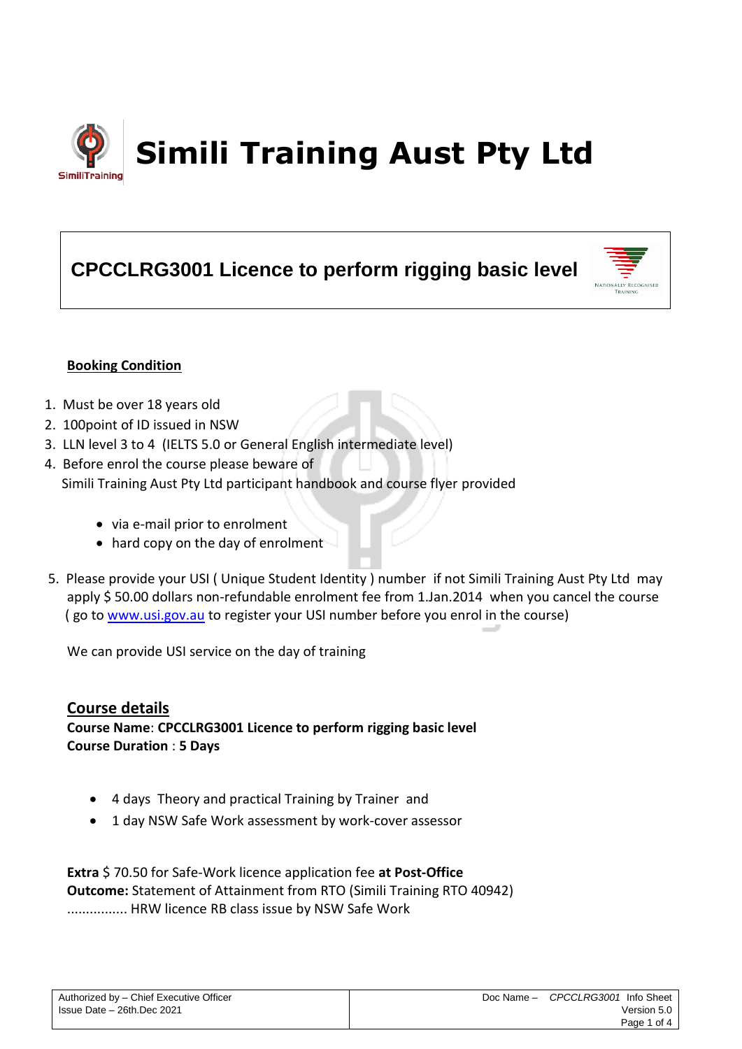# Simili Training Aust Pty Ltd

## CPCCLRG3001 Licence to perform rigging basic level

**Booking Condition**

1. Must be over 18 years old
2. 100point of ID issued in NSW
3. LLN level 3 to 4 (IELTS 5.0 or General English intermediate level)
4. Before enrol the course please beware of
   Simili Training Aust Pty Ltd participant handbook and course flyer provided
   - via e-mail prior to enrolment
   - hard copy on the day of enrolment
5. Please provide your USI ( Unique Student Identity ) number if not Simili Training Aust Pty Ltd may apply $ 50.00 dollars non-refundable enrolment fee from 1.Jan.2014 when you cancel the course ( go to [www.usi.gov.au](http://www.usi.gov.au) to register your USI number before you enrol in the course)

   We can provide USI service on the day of training

## Course details

**Course Name**: **CPCCLRG3001 Licence to perform rigging basic level**
**Course Duration** : **5 Days**

- 4 days Theory and practical Training by Trainer and
- 1 day NSW Safe Work assessment by work-cover assessor

**Extra** $ 70.50 for Safe-Work licence application fee **at Post-Office**
**Outcome:** Statement of Attainment from RTO (Simili Training RTO 40942)
................ HRW licence RB class issue by NSW Safe Work

| Authorized by – Chief Executive Officer<br>Issue Date – 26th.Dec 2021 | Doc Name – *CPCCLRG3001* Info Sheet<br>Version 5.0 |
| --- | --- |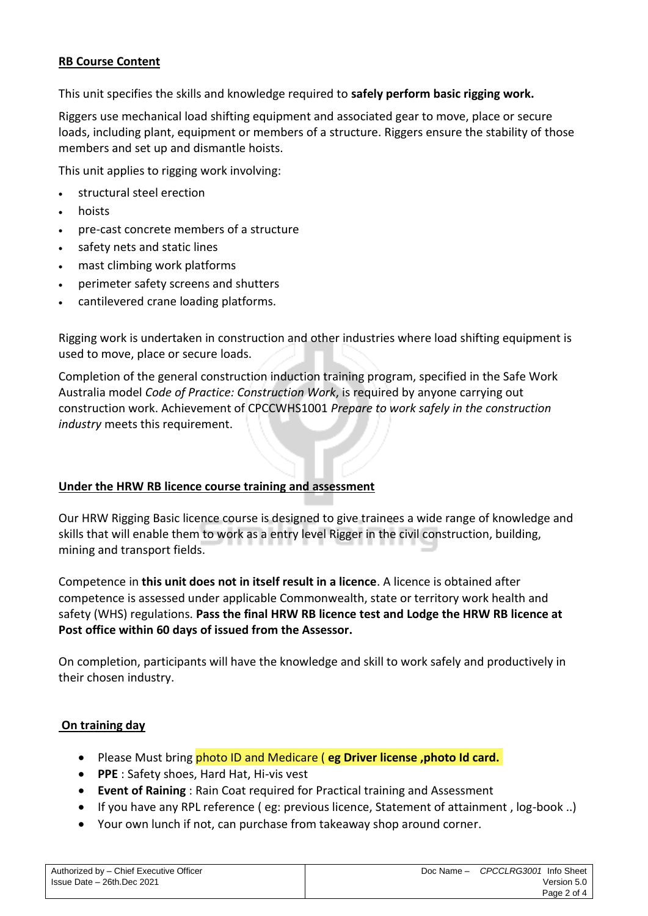**RB Course Content**

This unit specifies the skills and knowledge required to **safely perform basic rigging work.**

Riggers use mechanical load shifting equipment and associated gear to move, place or secure loads, including plant, equipment or members of a structure. Riggers ensure the stability of those members and set up and dismantle hoists.

This unit applies to rigging work involving:

- structural steel erection
- hoists
- pre-cast concrete members of a structure
- safety nets and static lines
- mast climbing work platforms
- perimeter safety screens and shutters
- cantilevered crane loading platforms.

Rigging work is undertaken in construction and other industries where load shifting equipment is used to move, place or secure loads.

Completion of the general construction induction training program, specified in the Safe Work Australia model *Code of Practice: Construction Work*, is required by anyone carrying out construction work. Achievement of CPCCWHS1001 *Prepare to work safely in the construction industry* meets this requirement.

**Under the HRW RB licence course training and assessment**

Our HRW Rigging Basic licence course is designed to give trainees a wide range of knowledge and skills that will enable them to work as a entry level Rigger in the civil construction, building, mining and transport fields.

Competence in **this unit does not in itself result in a licence**. A licence is obtained after competence is assessed under applicable Commonwealth, state or territory work health and safety (WHS) regulations. **Pass the final HRW RB licence test and Lodge the HRW RB licence at Post office within 60 days of issued from the Assessor.**

On completion, participants will have the knowledge and skill to work safely and productively in their chosen industry.

**On training day**

- Please Must bring photo ID and Medicare ( **eg Driver license ,photo Id card.**
- **PPE** : Safety shoes, Hard Hat, Hi-vis vest
- **Event of Raining** : Rain Coat required for Practical training and Assessment
- If you have any RPL reference ( eg: previous licence, Statement of attainment , log-book ..)
- Your own lunch if not, can purchase from takeaway shop around corner.

| Authorized by – Chief Executive Officer<br>Issue Date – 26th.Dec 2021 | Doc Name – *CPCCLRG3001* Info Sheet<br>Version 5.0 |
|---|---|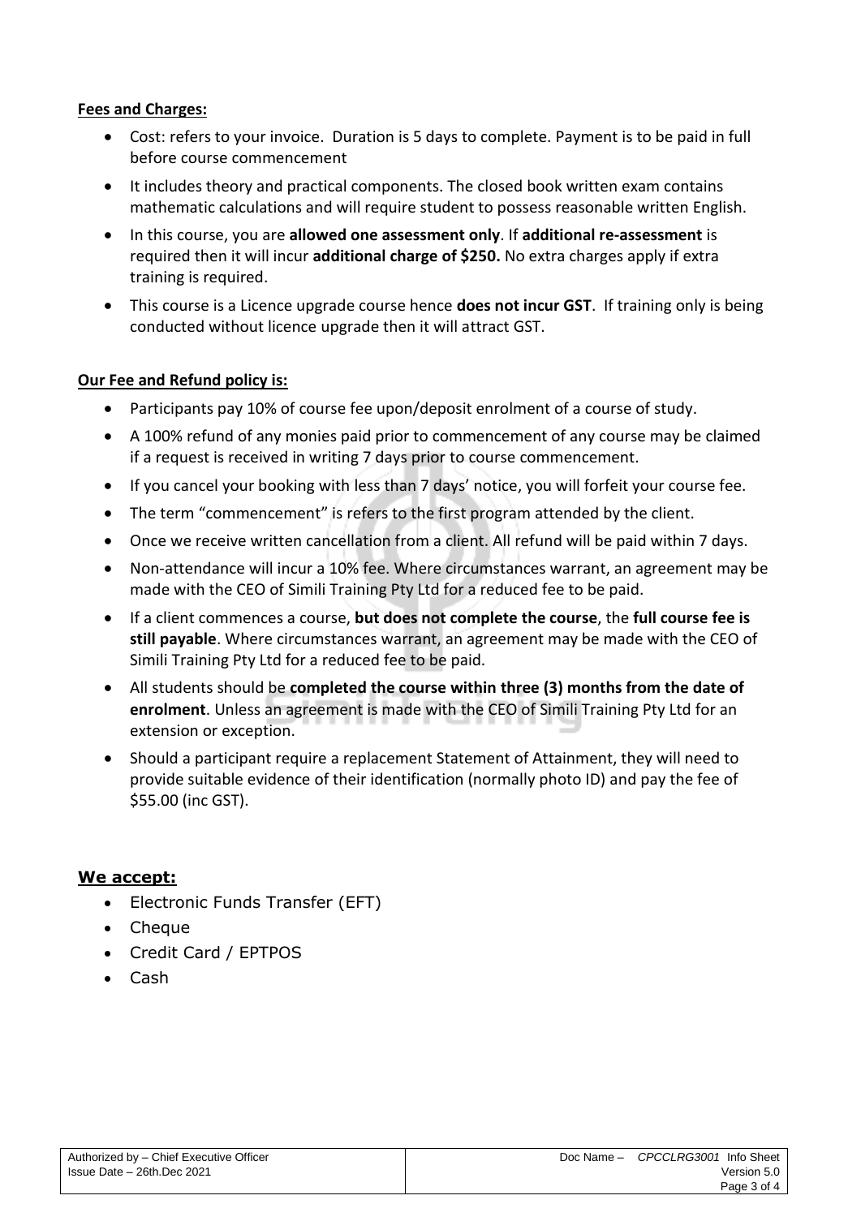**Fees and Charges:**

- Cost: refers to your invoice. Duration is 5 days to complete. Payment is to be paid in full before course commencement
- It includes theory and practical components. The closed book written exam contains mathematic calculations and will require student to possess reasonable written English.
- In this course, you are **allowed one assessment only**. If **additional re-assessment** is required then it will incur **additional charge of $250.** No extra charges apply if extra training is required.
- This course is a Licence upgrade course hence **does not incur GST**. If training only is being conducted without licence upgrade then it will attract GST.

**Our Fee and Refund policy is:**

- Participants pay 10% of course fee upon/deposit enrolment of a course of study.
- A 100% refund of any monies paid prior to commencement of any course may be claimed if a request is received in writing 7 days prior to course commencement.
- If you cancel your booking with less than 7 days' notice, you will forfeit your course fee.
- The term "commencement" is refers to the first program attended by the client.
- Once we receive written cancellation from a client. All refund will be paid within 7 days.
- Non-attendance will incur a 10% fee. Where circumstances warrant, an agreement may be made with the CEO of Simili Training Pty Ltd for a reduced fee to be paid.
- If a client commences a course, **but does not complete the course**, the **full course fee is still payable**. Where circumstances warrant, an agreement may be made with the CEO of Simili Training Pty Ltd for a reduced fee to be paid.
- All students should be **completed the course within three (3) months from the date of enrolment**. Unless an agreement is made with the CEO of Simili Training Pty Ltd for an extension or exception.
- Should a participant require a replacement Statement of Attainment, they will need to provide suitable evidence of their identification (normally photo ID) and pay the fee of $55.00 (inc GST).

## We accept:

- Electronic Funds Transfer (EFT)
- Cheque
- Credit Card / EPTPOS
- Cash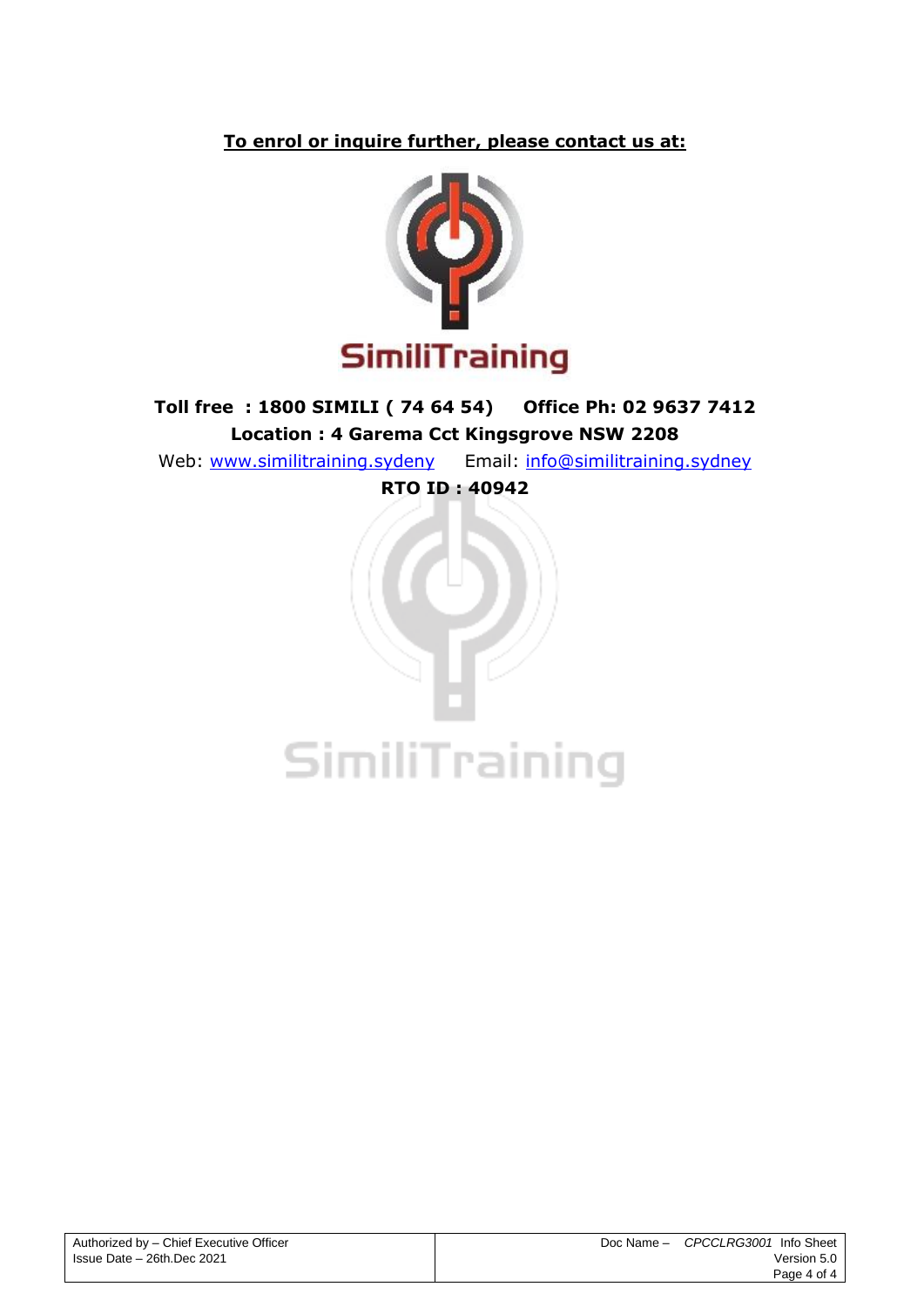**To enrol or inquire further, please contact us at:**

SimiliTraining

**Toll free : 1800 SIMILI ( 74 64 54) Office Ph: 02 9637 7412**

**Location : 4 Garema Cct Kingsgrove NSW 2208**

Web: www.similitraining.sydeny Email: info@similitraining.sydney

**RTO ID : 40942**